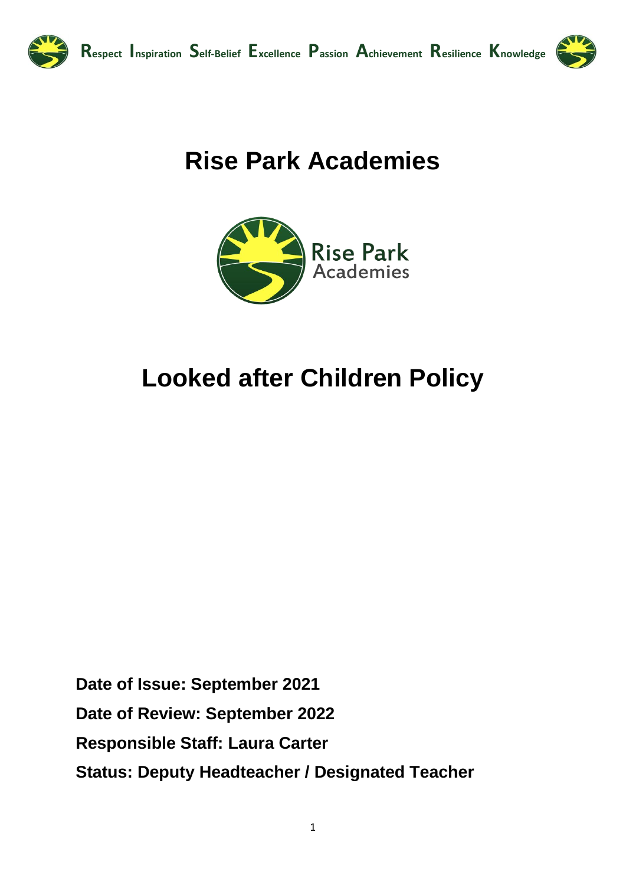Respect Inspiration Self-Belief Excellence Passion Achievement Resilience Knowledge

# Rise Park Academies

# Looked after Children Policy

**Date of Issue: September 2021**

**Date of Review: September 2022**

**Responsible Staff: Laura Carter**

**Status: Deputy Headteacher / Designated Teacher**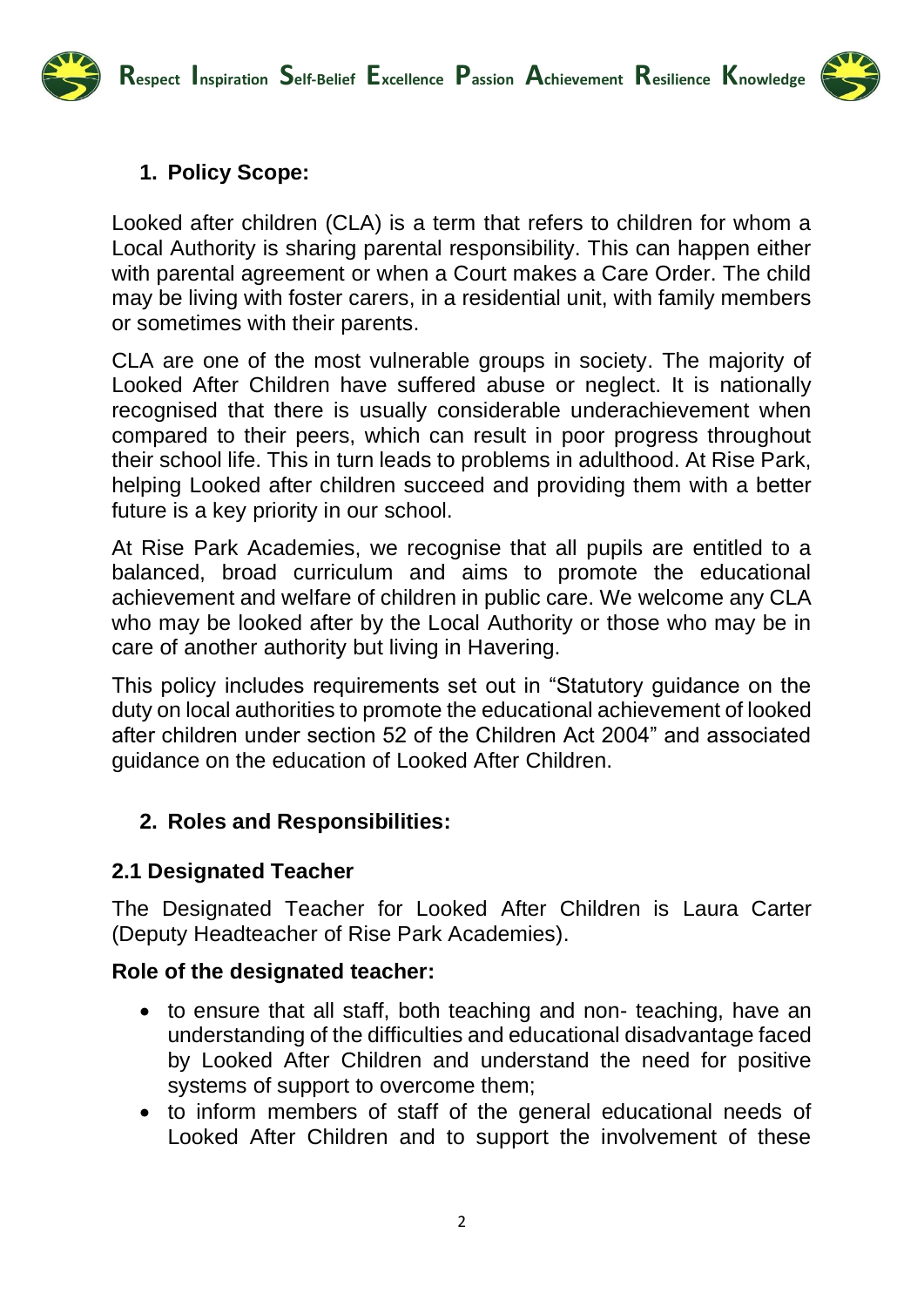## 1. Policy Scope:

Looked after children (CLA) is a term that refers to children for whom a Local Authority is sharing parental responsibility. This can happen either with parental agreement or when a Court makes a Care Order. The child may be living with foster carers, in a residential unit, with family members or sometimes with their parents.

CLA are one of the most vulnerable groups in society. The majority of Looked After Children have suffered abuse or neglect. It is nationally recognised that there is usually considerable underachievement when compared to their peers, which can result in poor progress throughout their school life. This in turn leads to problems in adulthood. At Rise Park, helping Looked after children succeed and providing them with a better future is a key priority in our school.

At Rise Park Academies, we recognise that all pupils are entitled to a balanced, broad curriculum and aims to promote the educational achievement and welfare of children in public care. We welcome any CLA who may be looked after by the Local Authority or those who may be in care of another authority but living in Havering.

This policy includes requirements set out in "Statutory guidance on the duty on local authorities to promote the educational achievement of looked after children under section 52 of the Children Act 2004" and associated guidance on the education of Looked After Children.

## 2. Roles and Responsibilities:

### 2.1 Designated Teacher

The Designated Teacher for Looked After Children is Laura Carter (Deputy Headteacher of Rise Park Academies).

**Role of the designated teacher:**

- to ensure that all staff, both teaching and non- teaching, have an understanding of the difficulties and educational disadvantage faced by Looked After Children and understand the need for positive systems of support to overcome them;
- to inform members of staff of the general educational needs of Looked After Children and to support the involvement of these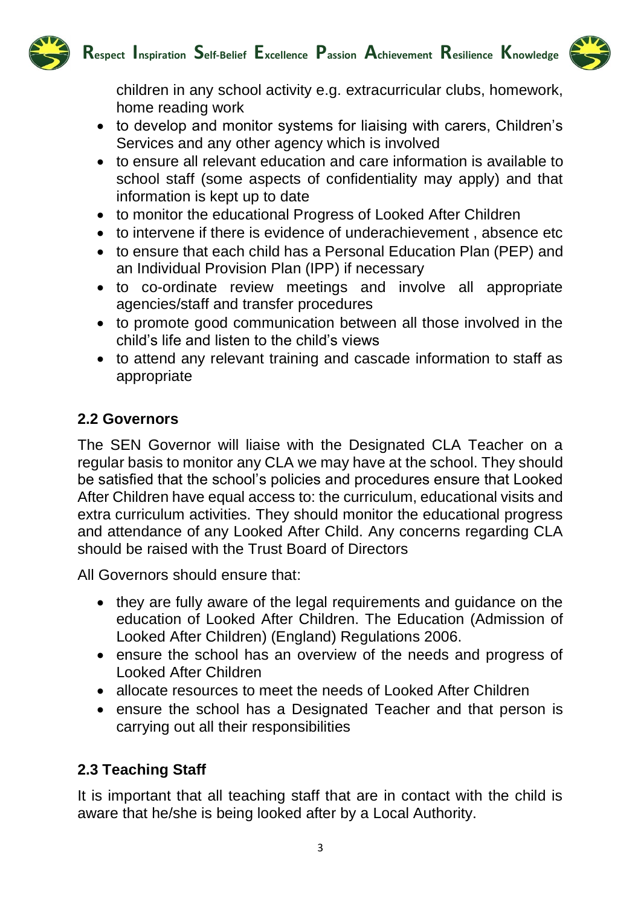children in any school activity e.g. extracurricular clubs, homework, home reading work

- to develop and monitor systems for liaising with carers, Children's Services and any other agency which is involved
- to ensure all relevant education and care information is available to school staff (some aspects of confidentiality may apply) and that information is kept up to date
- to monitor the educational Progress of Looked After Children
- to intervene if there is evidence of underachievement , absence etc
- to ensure that each child has a Personal Education Plan (PEP) and an Individual Provision Plan (IPP) if necessary
- to co-ordinate review meetings and involve all appropriate agencies/staff and transfer procedures
- to promote good communication between all those involved in the child's life and listen to the child's views
- to attend any relevant training and cascade information to staff as appropriate

### 2.2 Governors

The SEN Governor will liaise with the Designated CLA Teacher on a regular basis to monitor any CLA we may have at the school. They should be satisfied that the school's policies and procedures ensure that Looked After Children have equal access to: the curriculum, educational visits and extra curriculum activities. They should monitor the educational progress and attendance of any Looked After Child. Any concerns regarding CLA should be raised with the Trust Board of Directors

All Governors should ensure that:

- they are fully aware of the legal requirements and guidance on the education of Looked After Children. The Education (Admission of Looked After Children) (England) Regulations 2006.
- ensure the school has an overview of the needs and progress of Looked After Children
- allocate resources to meet the needs of Looked After Children
- ensure the school has a Designated Teacher and that person is carrying out all their responsibilities

### 2.3 Teaching Staff

It is important that all teaching staff that are in contact with the child is aware that he/she is being looked after by a Local Authority.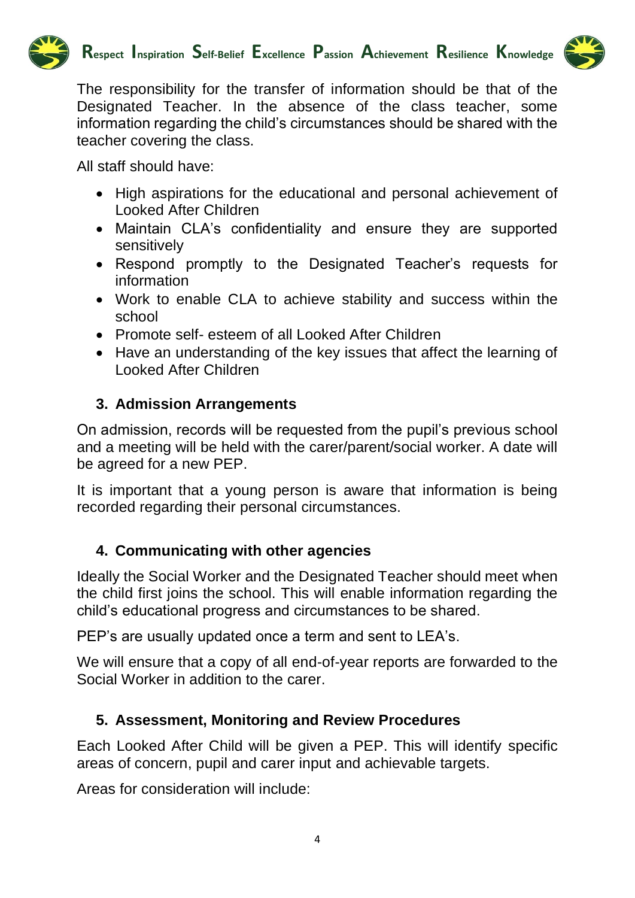The responsibility for the transfer of information should be that of the Designated Teacher. In the absence of the class teacher, some information regarding the child's circumstances should be shared with the teacher covering the class.

All staff should have:

- High aspirations for the educational and personal achievement of Looked After Children
- Maintain CLA's confidentiality and ensure they are supported sensitively
- Respond promptly to the Designated Teacher's requests for information
- Work to enable CLA to achieve stability and success within the school
- Promote self- esteem of all Looked After Children
- Have an understanding of the key issues that affect the learning of Looked After Children

## 3. Admission Arrangements

On admission, records will be requested from the pupil's previous school and a meeting will be held with the carer/parent/social worker. A date will be agreed for a new PEP.

It is important that a young person is aware that information is being recorded regarding their personal circumstances.

## 4. Communicating with other agencies

Ideally the Social Worker and the Designated Teacher should meet when the child first joins the school. This will enable information regarding the child's educational progress and circumstances to be shared.

PEP's are usually updated once a term and sent to LEA's.

We will ensure that a copy of all end-of-year reports are forwarded to the Social Worker in addition to the carer.

## 5. Assessment, Monitoring and Review Procedures

Each Looked After Child will be given a PEP. This will identify specific areas of concern, pupil and carer input and achievable targets.

Areas for consideration will include: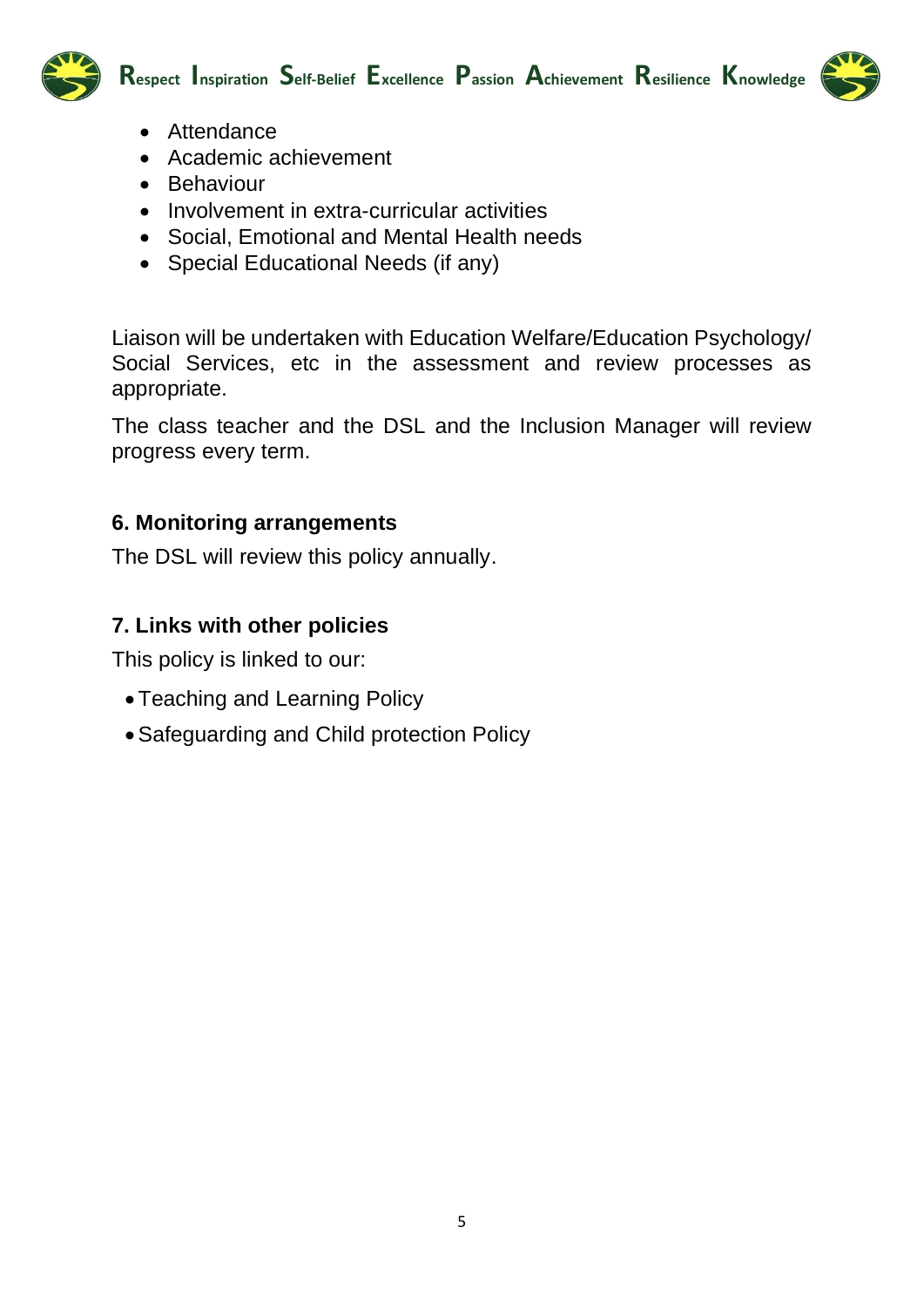- Attendance
- Academic achievement
- Behaviour
- Involvement in extra-curricular activities
- Social, Emotional and Mental Health needs
- Special Educational Needs (if any)

Liaison will be undertaken with Education Welfare/Education Psychology/ Social Services, etc in the assessment and review processes as appropriate.

The class teacher and the DSL and the Inclusion Manager will review progress every term.

### 6. Monitoring arrangements

The DSL will review this policy annually.

### 7. Links with other policies

This policy is linked to our:

- Teaching and Learning Policy
- Safeguarding and Child protection Policy